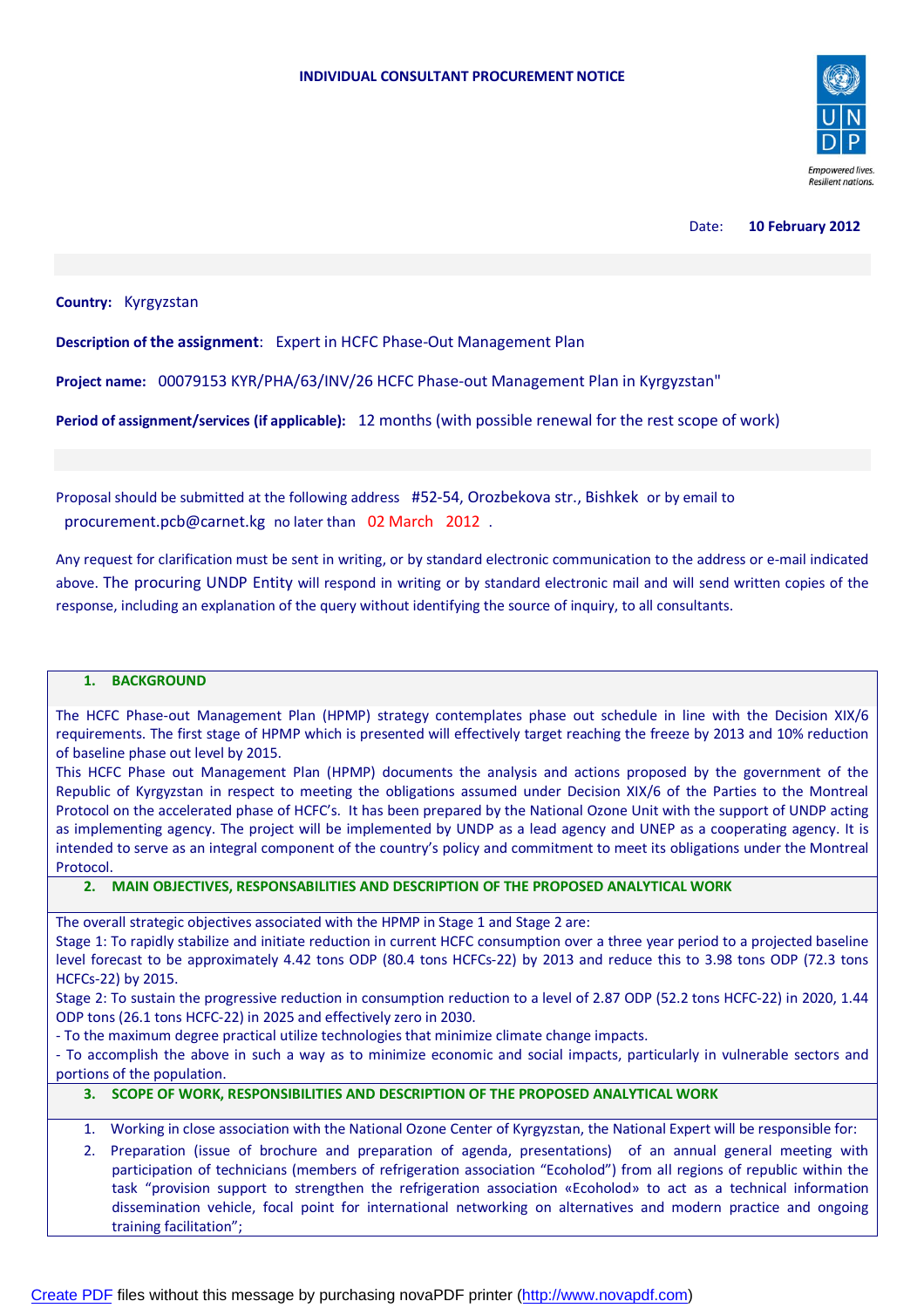**INDIVIDUAL CONSULTANT PROCUREMENT NOTICE**

Date: **10 February 2012**

**Country:** Kyrgyzstan

**Description of the assignment**: Expert in HCFC Phase-Out Management Plan

**Project name:** 00079153 KYR/PHA/63/INV/26 HCFC Phase-out Management Plan in Kyrgyzstan"

**Period of assignment/services (if applicable):** 12 months (with possible renewal for the rest scope of work)

Proposal should be submitted at the following address #52-54, Orozbekova str., Bishkek or by email to procurement.pcb@carnet.kg no later than 02 March 2012 .

Any request for clarification must be sent in writing, or by standard electronic communication to the address or e-mail indicated above. The procuring UNDP Entity will respond in writing or by standard electronic mail and will send written copies of the response, including an explanation of the query without identifying the source of inquiry, to all consultants.

## 1. BACKGROUND

The HCFC Phase-out Management Plan (HPMP) strategy contemplates phase out schedule in line with the Decision XIX/6 requirements. The first stage of HPMP which is presented will effectively target reaching the freeze by 2013 and 10% reduction of baseline phase out level by 2015.

This HCFC Phase out Management Plan (HPMP) documents the analysis and actions proposed by the government of the Republic of Kyrgyzstan in respect to meeting the obligations assumed under Decision XIX/6 of the Parties to the Montreal Protocol on the accelerated phase of HCFC's. It has been prepared by the National Ozone Unit with the support of UNDP acting as implementing agency. The project will be implemented by UNDP as a lead agency and UNEP as a cooperating agency. It is intended to serve as an integral component of the country's policy and commitment to meet its obligations under the Montreal Protocol.

## 2. MAIN OBJECTIVES, RESPONSABILITIES AND DESCRIPTION OF THE PROPOSED ANALYTICAL WORK

The overall strategic objectives associated with the HPMP in Stage 1 and Stage 2 are:

Stage 1: To rapidly stabilize and initiate reduction in current HCFC consumption over a three year period to a projected baseline level forecast to be approximately 4.42 tons ODP (80.4 tons HCFCs-22) by 2013 and reduce this to 3.98 tons ODP (72.3 tons HCFCs-22) by 2015.

Stage 2: To sustain the progressive reduction in consumption reduction to a level of 2.87 ODP (52.2 tons HCFC-22) in 2020, 1.44 ODP tons (26.1 tons HCFC-22) in 2025 and effectively zero in 2030.

- To the maximum degree practical utilize technologies that minimize climate change impacts.
- To accomplish the above in such a way as to minimize economic and social impacts, particularly in vulnerable sectors and portions of the population.

## 3. SCOPE OF WORK, RESPONSIBILITIES AND DESCRIPTION OF THE PROPOSED ANALYTICAL WORK

1. Working in close association with the National Ozone Center of Kyrgyzstan, the National Expert will be responsible for:
2. Preparation (issue of brochure and preparation of agenda, presentations) of an annual general meeting with participation of technicians (members of refrigeration association "Ecoholod") from all regions of republic within the task "provision support to strengthen the refrigeration association «Ecoholod» to act as a technical information dissemination vehicle, focal point for international networking on alternatives and modern practice and ongoing training facilitation";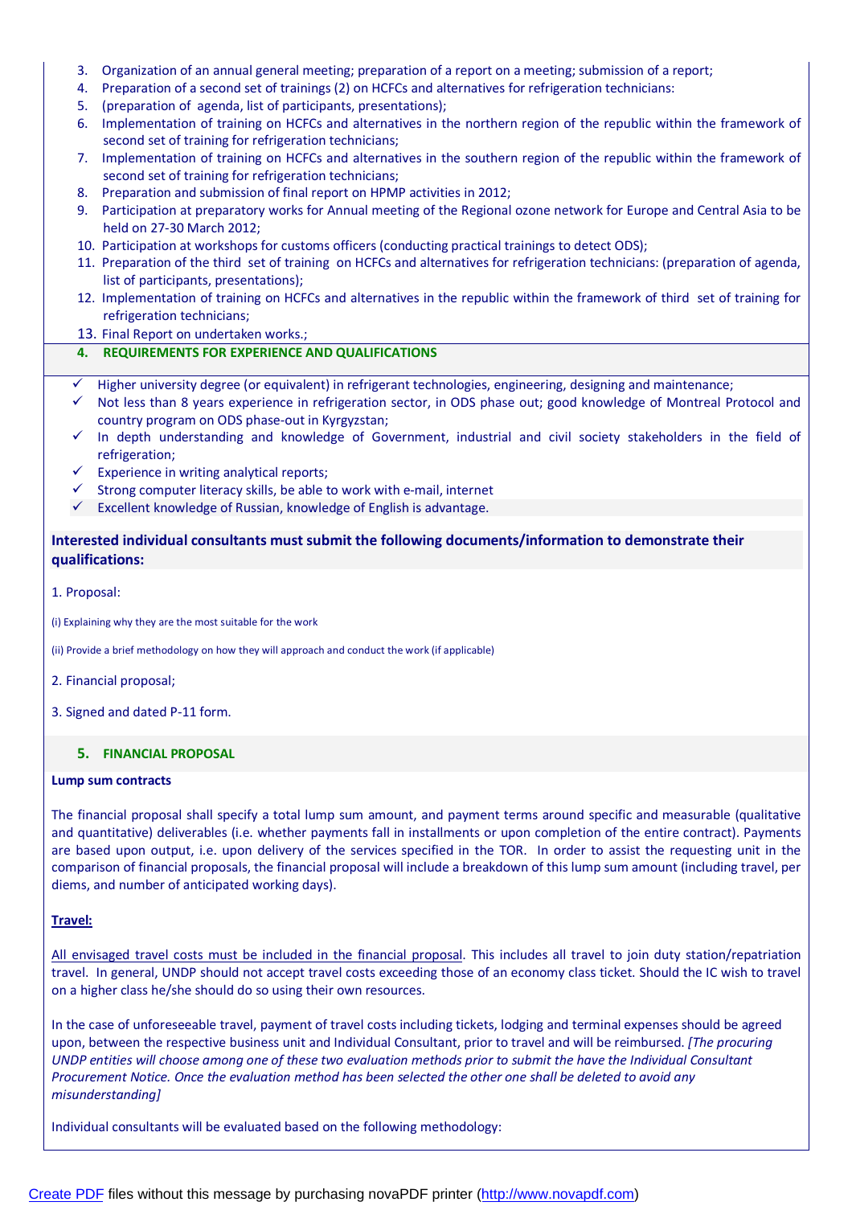3. Organization of an annual general meeting; preparation of a report on a meeting; submission of a report;
4. Preparation of a second set of trainings (2) on HCFCs and alternatives for refrigeration technicians:
5. (preparation of agenda, list of participants, presentations);
6. Implementation of training on HCFCs and alternatives in the northern region of the republic within the framework of second set of training for refrigeration technicians;
7. Implementation of training on HCFCs and alternatives in the southern region of the republic within the framework of second set of training for refrigeration technicians;
8. Preparation and submission of final report on HPMP activities in 2012;
9. Participation at preparatory works for Annual meeting of the Regional ozone network for Europe and Central Asia to be held on 27-30 March 2012;
10. Participation at workshops for customs officers (conducting practical trainings to detect ODS);
11. Preparation of the third set of training on HCFCs and alternatives for refrigeration technicians: (preparation of agenda, list of participants, presentations);
12. Implementation of training on HCFCs and alternatives in the republic within the framework of third set of training for refrigeration technicians;
13. Final Report on undertaken works.;

## 4. REQUIREMENTS FOR EXPERIENCE AND QUALIFICATIONS

- ✓ Higher university degree (or equivalent) in refrigerant technologies, engineering, designing and maintenance;
- ✓ Not less than 8 years experience in refrigeration sector, in ODS phase out; good knowledge of Montreal Protocol and country program on ODS phase-out in Kyrgyzstan;
- ✓ In depth understanding and knowledge of Government, industrial and civil society stakeholders in the field of refrigeration;
- ✓ Experience in writing analytical reports;
- ✓ Strong computer literacy skills, be able to work with e-mail, internet
- ✓ Excellent knowledge of Russian, knowledge of English is advantage.

**Interested individual consultants must submit the following documents/information to demonstrate their qualifications:**

1. Proposal:

(i) Explaining why they are the most suitable for the work

(ii) Provide a brief methodology on how they will approach and conduct the work (if applicable)

2. Financial proposal;

3. Signed and dated P-11 form.

## 5. FINANCIAL PROPOSAL

**Lump sum contracts**

The financial proposal shall specify a total lump sum amount, and payment terms around specific and measurable (qualitative and quantitative) deliverables (i.e. whether payments fall in installments or upon completion of the entire contract). Payments are based upon output, i.e. upon delivery of the services specified in the TOR. In order to assist the requesting unit in the comparison of financial proposals, the financial proposal will include a breakdown of this lump sum amount (including travel, per diems, and number of anticipated working days).

**Travel:**

All envisaged travel costs must be included in the financial proposal. This includes all travel to join duty station/repatriation travel. In general, UNDP should not accept travel costs exceeding those of an economy class ticket. Should the IC wish to travel on a higher class he/she should do so using their own resources.

In the case of unforeseeable travel, payment of travel costs including tickets, lodging and terminal expenses should be agreed upon, between the respective business unit and Individual Consultant, prior to travel and will be reimbursed. *[The procuring UNDP entities will choose among one of these two evaluation methods prior to submit the have the Individual Consultant Procurement Notice. Once the evaluation method has been selected the other one shall be deleted to avoid any misunderstanding]*

Individual consultants will be evaluated based on the following methodology: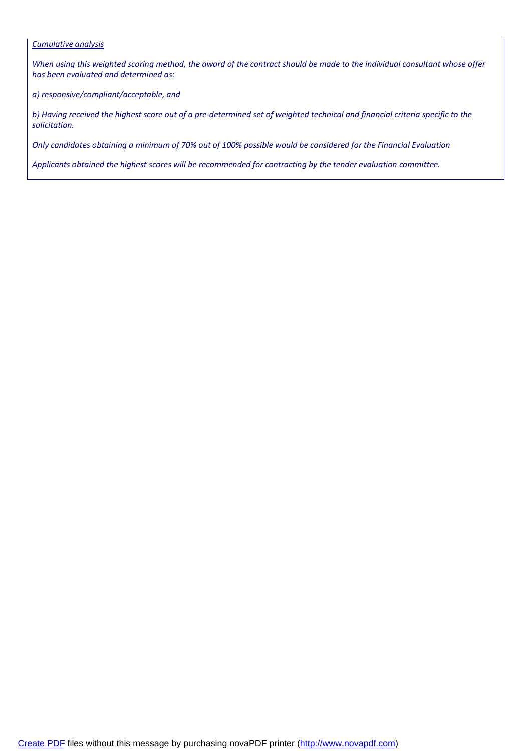*Cumulative analysis*

*When using this weighted scoring method, the award of the contract should be made to the individual consultant whose offer has been evaluated and determined as:*

*a) responsive/compliant/acceptable, and*

*b) Having received the highest score out of a pre-determined set of weighted technical and financial criteria specific to the solicitation.*

*Only candidates obtaining a minimum of 70% out of 100% possible would be considered for the Financial Evaluation*

*Applicants obtained the highest scores will be recommended for contracting by the tender evaluation committee.*